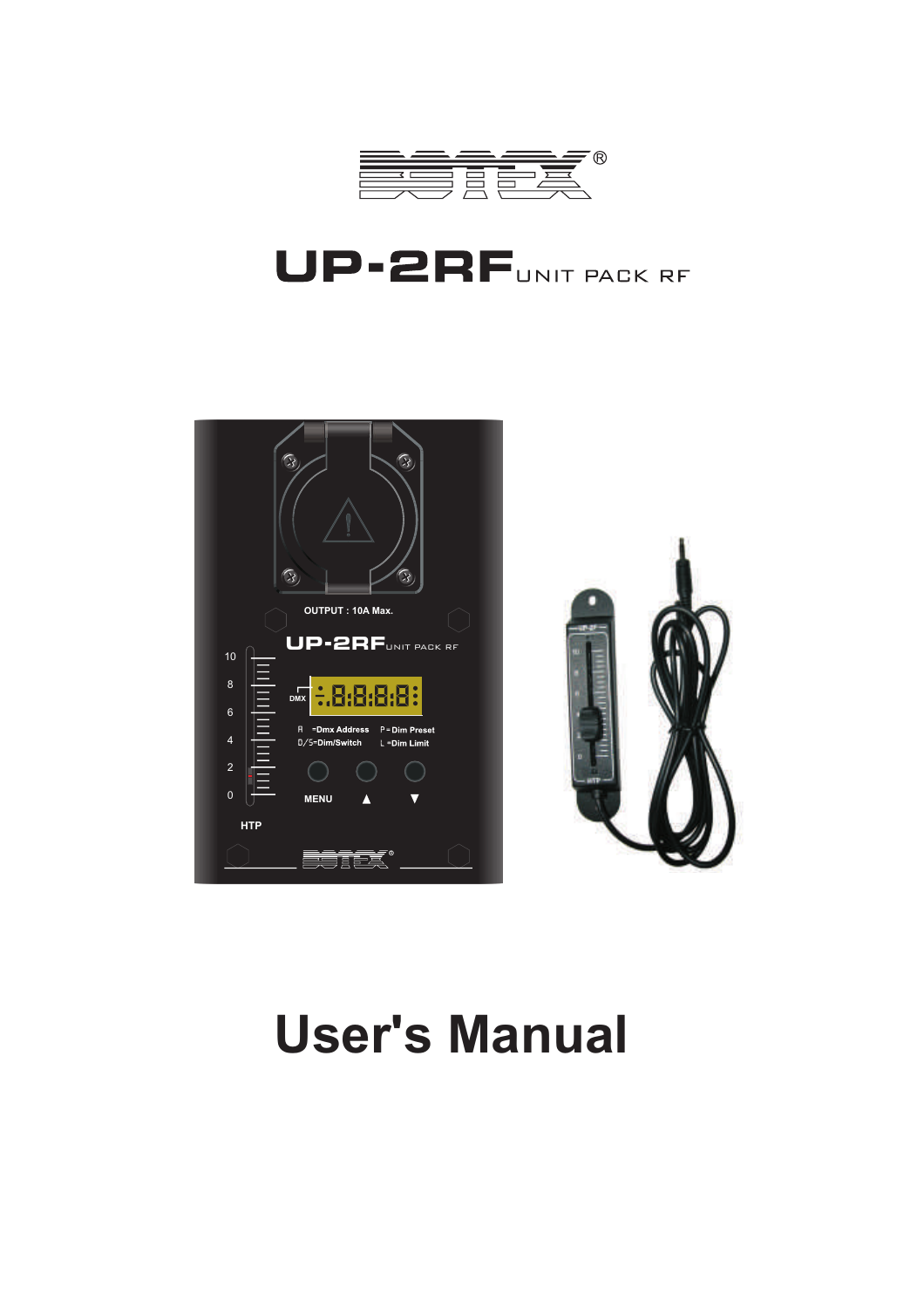# UP-2RF UNIT PACK RF

# User's Manual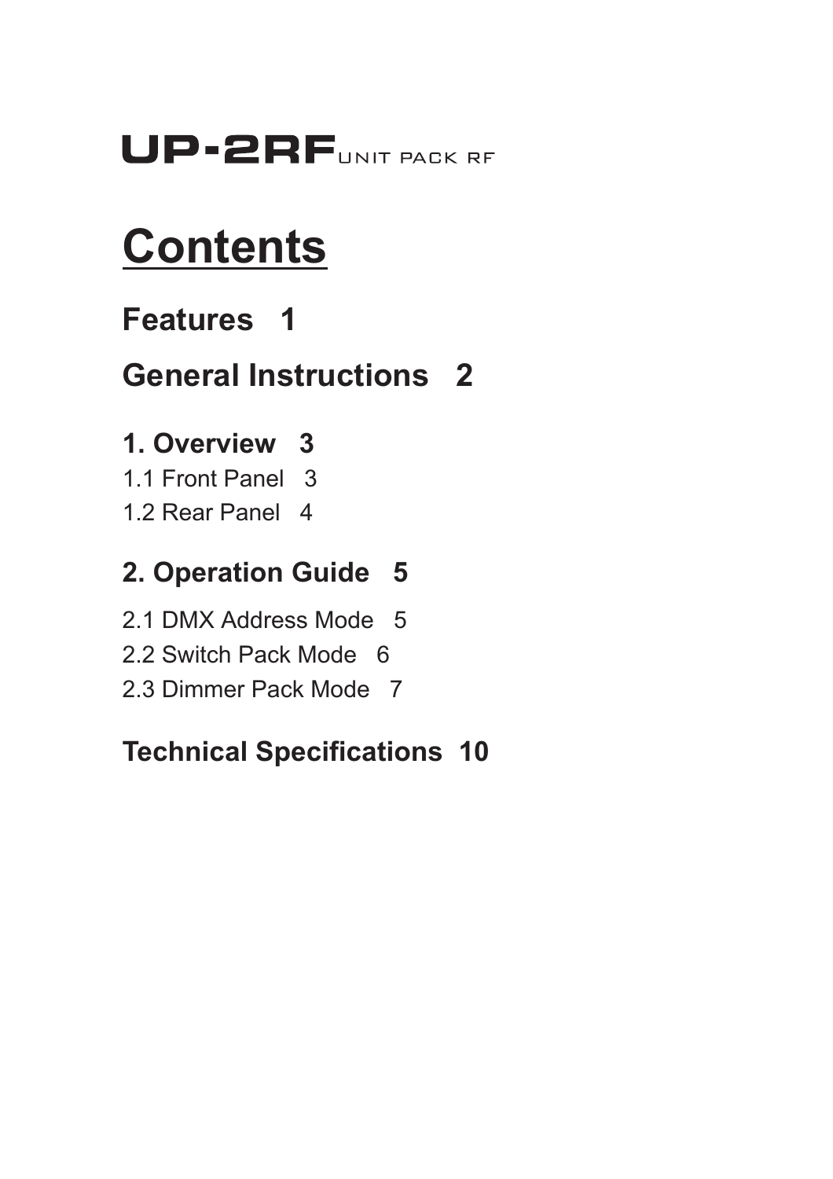# UP-2RF UNIT PACK RF

# Contents

## Features 1

## General Instructions 2

## 1. Overview 3

1.1 Front Panel 3

1.2 Rear Panel 4

## 2. Operation Guide 5

2.1 DMX Address Mode 5

2.2 Switch Pack Mode 6

2.3 Dimmer Pack Mode 7

## Technical Specifications 10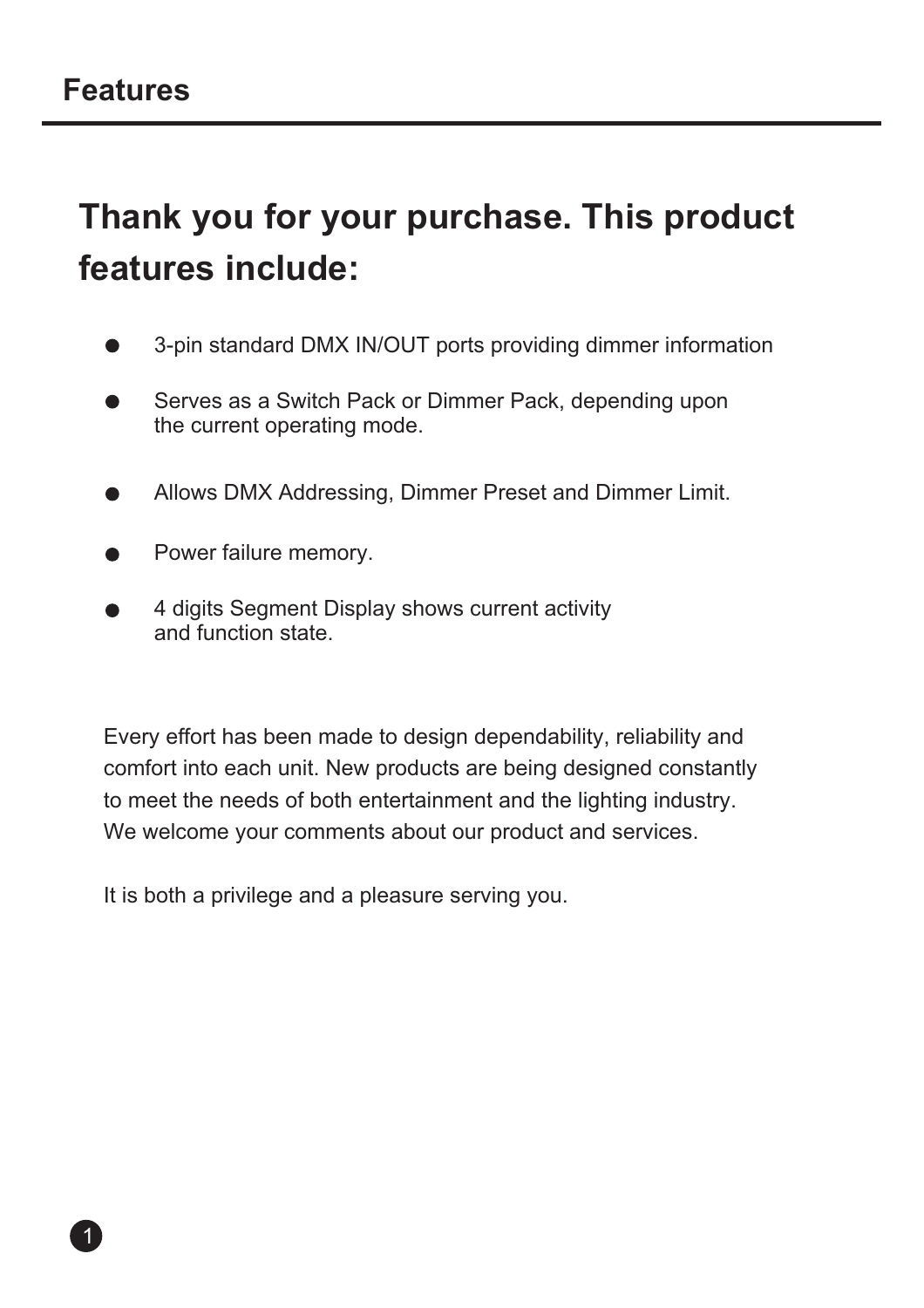# Features

## Thank you for your purchase. This product features include:

- 3-pin standard DMX IN/OUT ports providing dimmer information
- Serves as a Switch Pack or Dimmer Pack, depending upon the current operating mode.
- Allows DMX Addressing, Dimmer Preset and Dimmer Limit.
- Power failure memory.
- 4 digits Segment Display shows current activity and function state.

Every effort has been made to design dependability, reliability and comfort into each unit. New products are being designed constantly to meet the needs of both entertainment and the lighting industry. We welcome your comments about our product and services.

It is both a privilege and a pleasure serving you.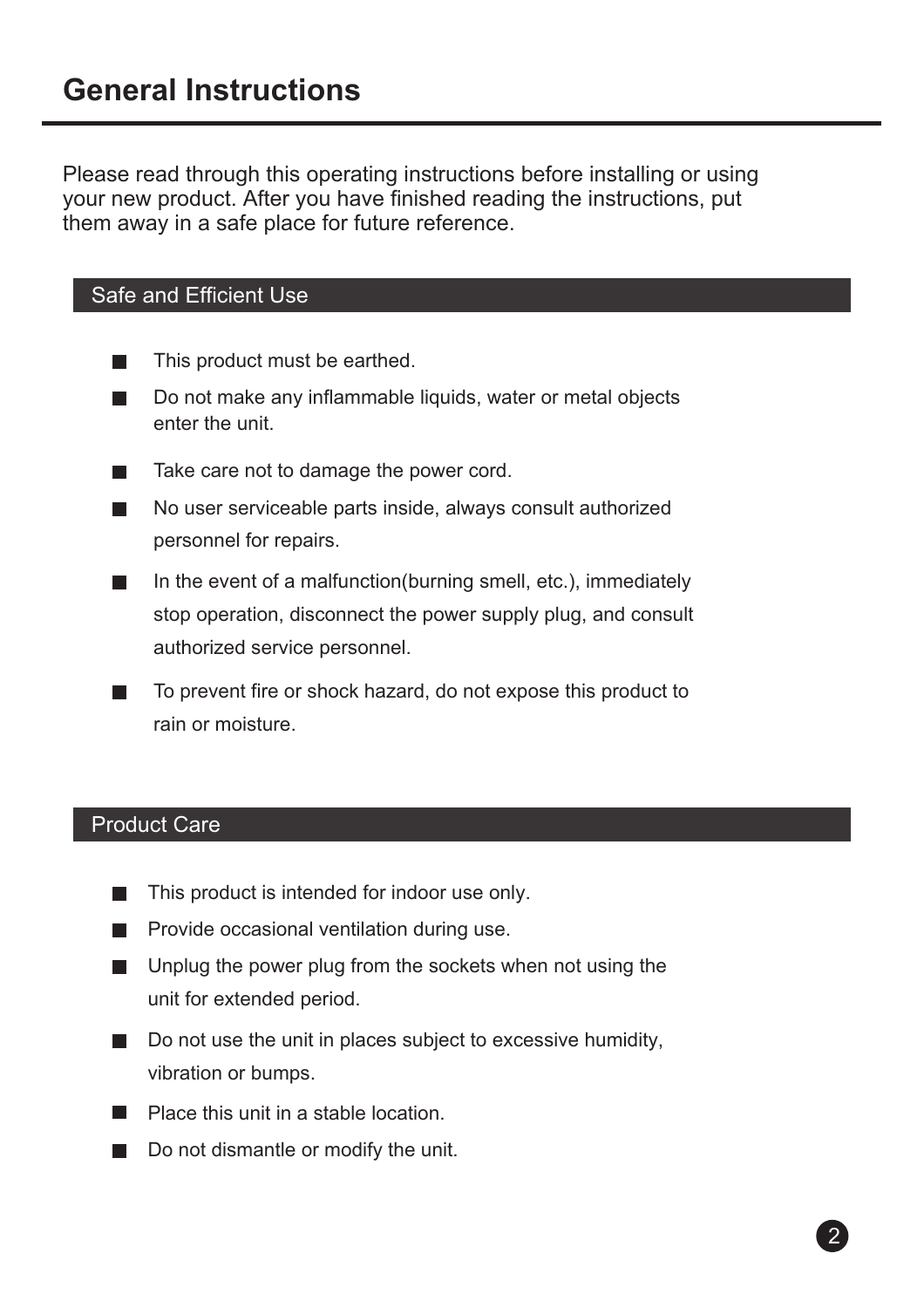# General Instructions

Please read through this operating instructions before installing or using your new product. After you have finished reading the instructions, put them away in a safe place for future reference.

## Safe and Efficient Use

- This product must be earthed.
- Do not make any inflammable liquids, water or metal objects enter the unit.
- Take care not to damage the power cord.
- No user serviceable parts inside, always consult authorized personnel for repairs.
- In the event of a malfunction(burning smell, etc.), immediately stop operation, disconnect the power supply plug, and consult authorized service personnel.
- To prevent fire or shock hazard, do not expose this product to rain or moisture.

## Product Care

- This product is intended for indoor use only.
- Provide occasional ventilation during use.
- Unplug the power plug from the sockets when not using the unit for extended period.
- Do not use the unit in places subject to excessive humidity, vibration or bumps.
- Place this unit in a stable location.
- Do not dismantle or modify the unit.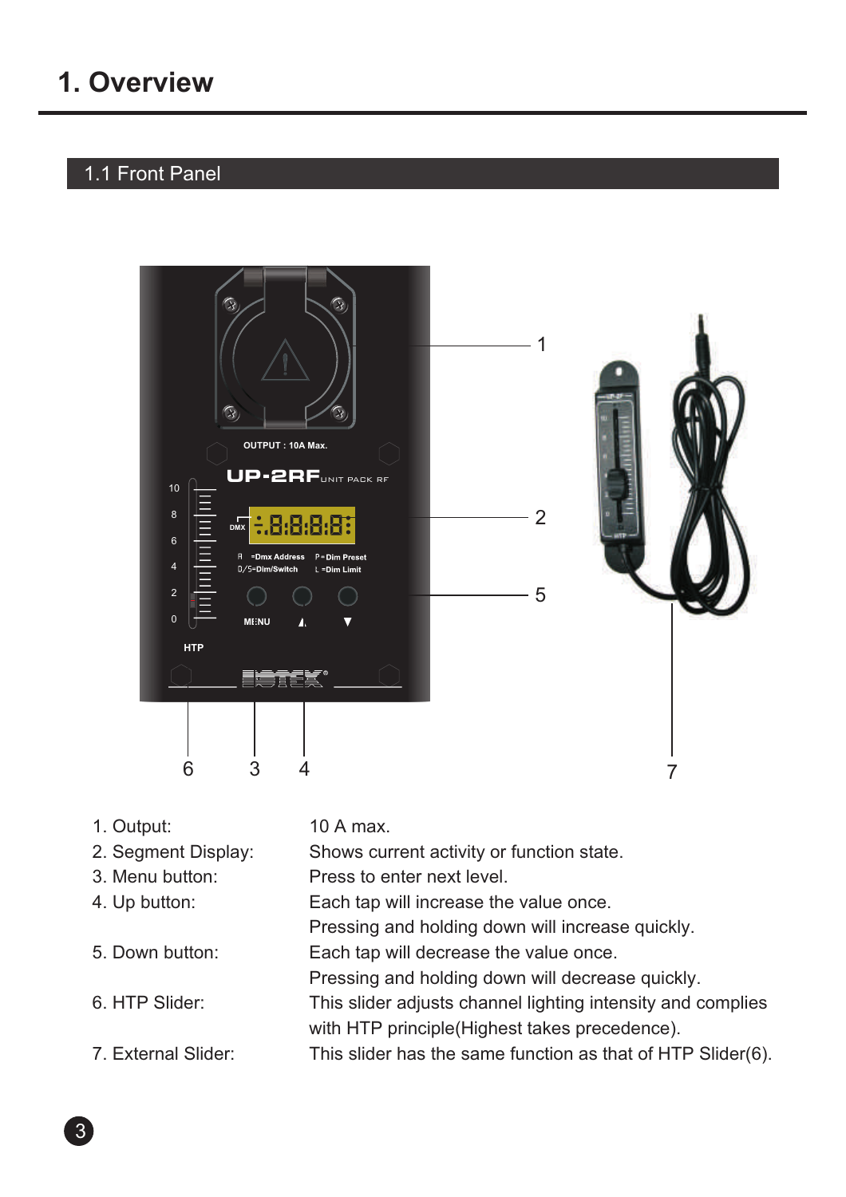# 1. Overview

## 1.1 Front Panel

| | |
|---|---|
| 1. Output: | 10 A max. |
| 2. Segment Display: | Shows current activity or function state. |
| 3. Menu button: | Press to enter next level. |
| 4. Up button: | Each tap will increase the value once. Pressing and holding down will increase quickly. |
| 5. Down button: | Each tap will decrease the value once. Pressing and holding down will decrease quickly. |
| 6. HTP Slider: | This slider adjusts channel lighting intensity and complies with HTP principle(Highest takes precedence). |
| 7. External Slider: | This slider has the same function as that of HTP Slider(6). |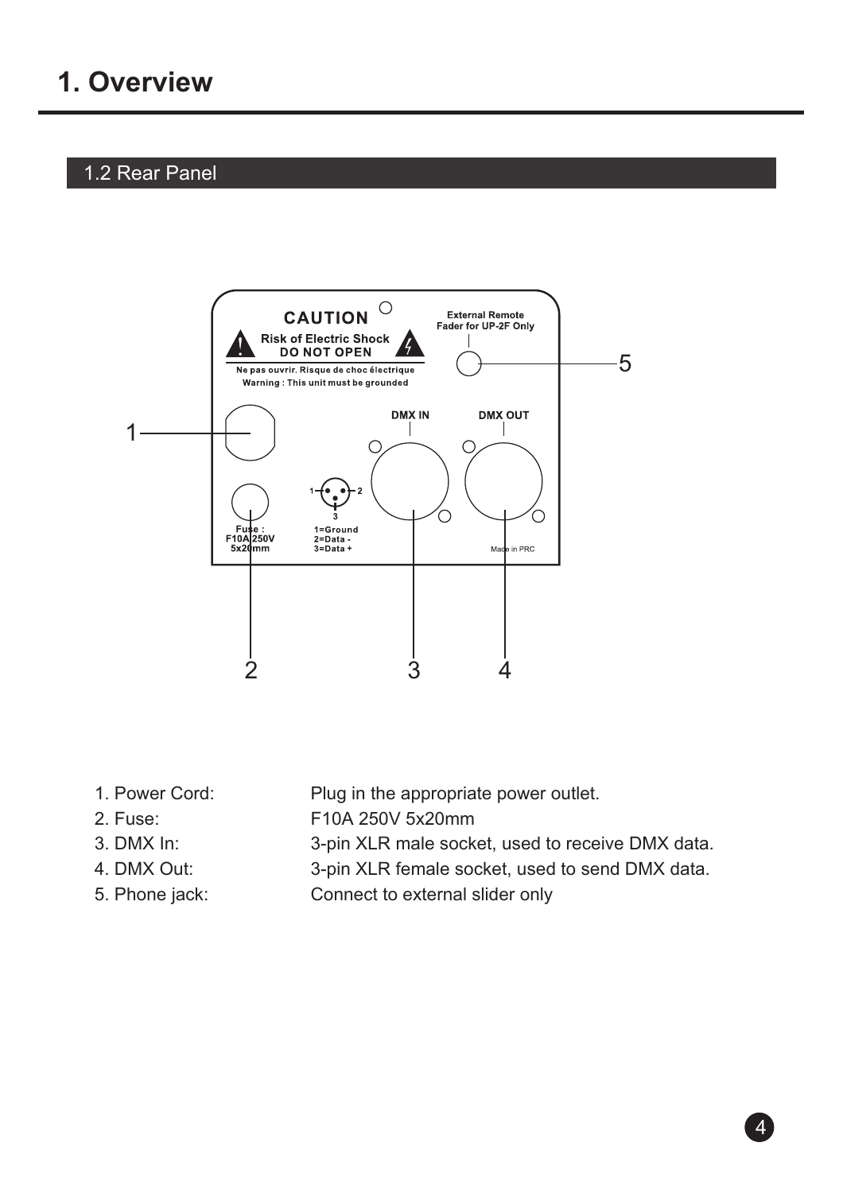# 1. Overview

## 1.2 Rear Panel

| | |
|---|---|
| 1. Power Cord: | Plug in the appropriate power outlet. |
| 2. Fuse: | F10A 250V 5x20mm |
| 3. DMX In: | 3-pin XLR male socket, used to receive DMX data. |
| 4. DMX Out: | 3-pin XLR female socket, used to send DMX data. |
| 5. Phone jack: | Connect to external slider only |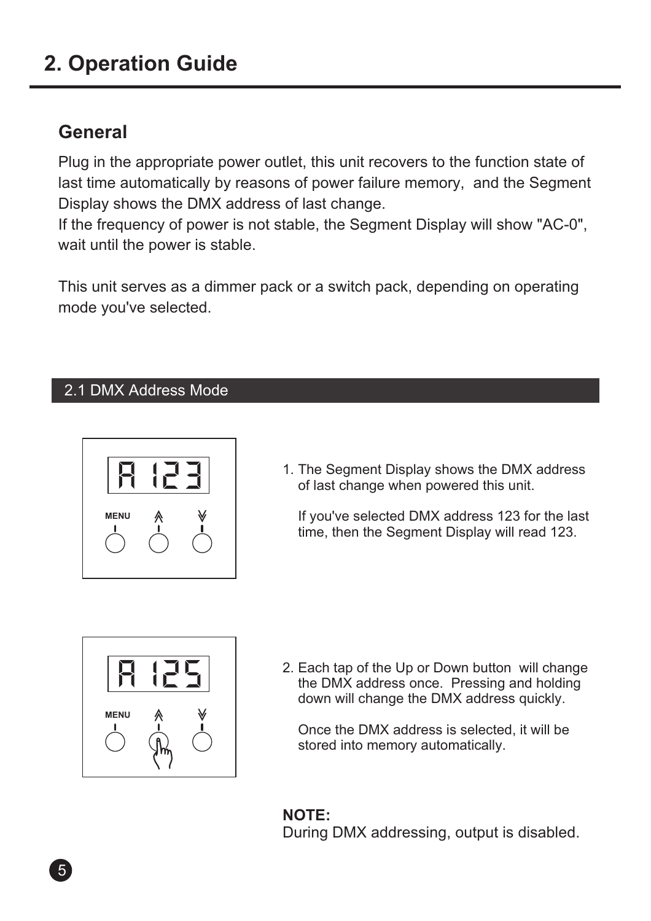# 2. Operation Guide

## General

Plug in the appropriate power outlet, this unit recovers to the function state of last time automatically by reasons of power failure memory, and the Segment Display shows the DMX address of last change.
If the frequency of power is not stable, the Segment Display will show "AC-0", wait until the power is stable.

This unit serves as a dimmer pack or a switch pack, depending on operating mode you've selected.

### 2.1 DMX Address Mode

1. The Segment Display shows the DMX address of last change when powered this unit.

   If you've selected DMX address 123 for the last time, then the Segment Display will read 123.

2. Each tap of the Up or Down button will change the DMX address once. Pressing and holding down will change the DMX address quickly.

   Once the DMX address is selected, it will be stored into memory automatically.

**NOTE:**
During DMX addressing, output is disabled.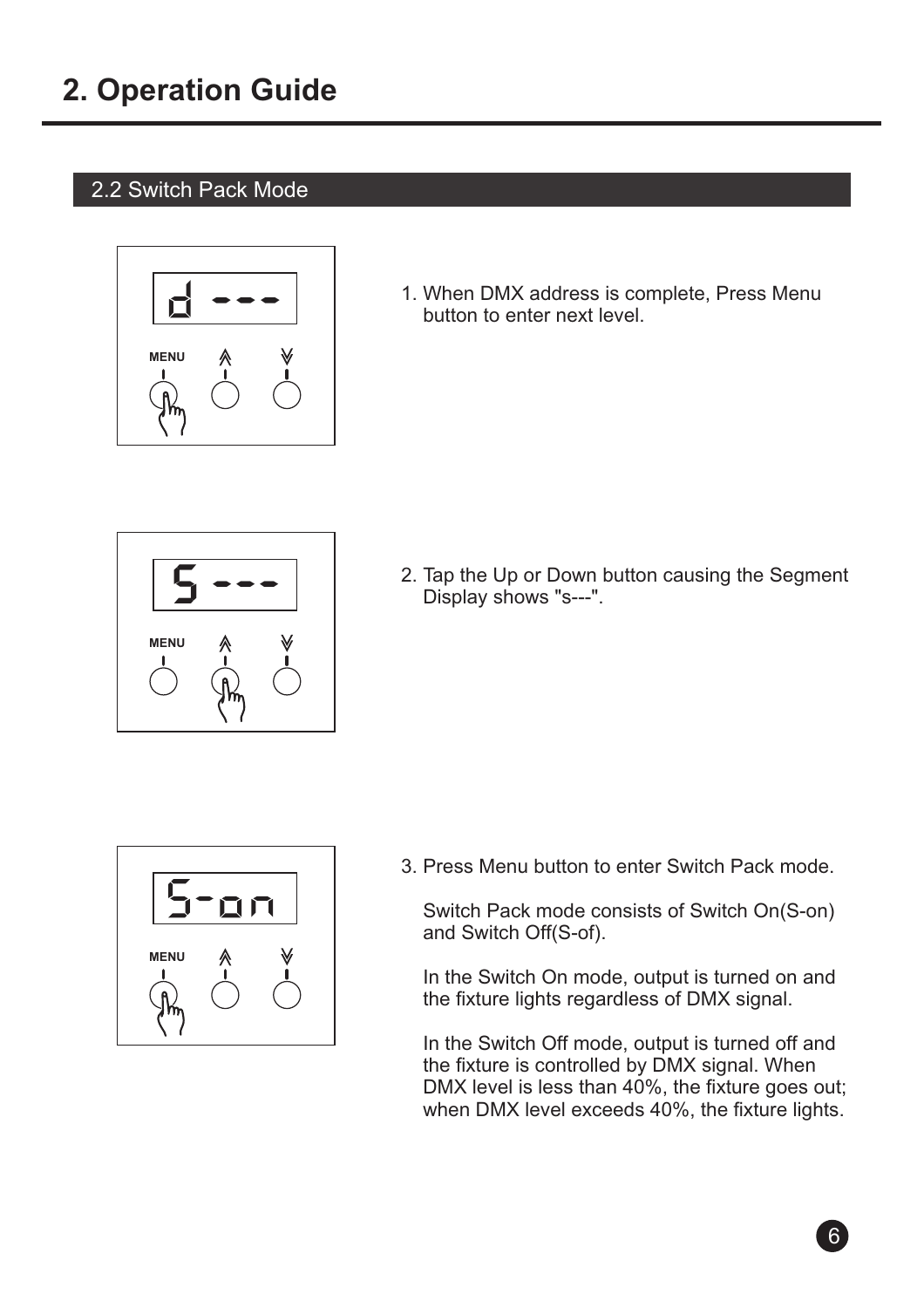# 2. Operation Guide

## 2.2 Switch Pack Mode

1. When DMX address is complete, Press Menu button to enter next level.

2. Tap the Up or Down button causing the Segment Display shows "s---".

3. Press Menu button to enter Switch Pack mode.

   Switch Pack mode consists of Switch On(S-on) and Switch Off(S-of).

   In the Switch On mode, output is turned on and the fixture lights regardless of DMX signal.

   In the Switch Off mode, output is turned off and the fixture is controlled by DMX signal. When DMX level is less than 40%, the fixture goes out; when DMX level exceeds 40%, the fixture lights.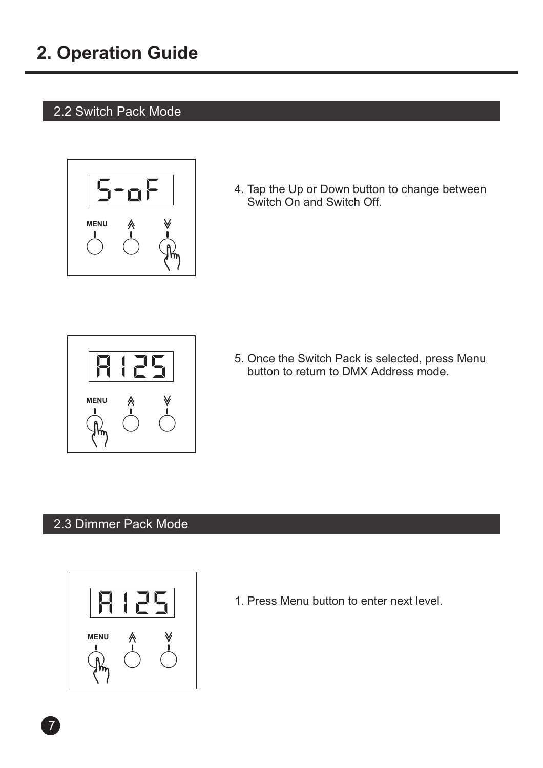# 2. Operation Guide

## 2.2 Switch Pack Mode

4. Tap the Up or Down button to change between Switch On and Switch Off.

5. Once the Switch Pack is selected, press Menu button to return to DMX Address mode.

## 2.3 Dimmer Pack Mode

1. Press Menu button to enter next level.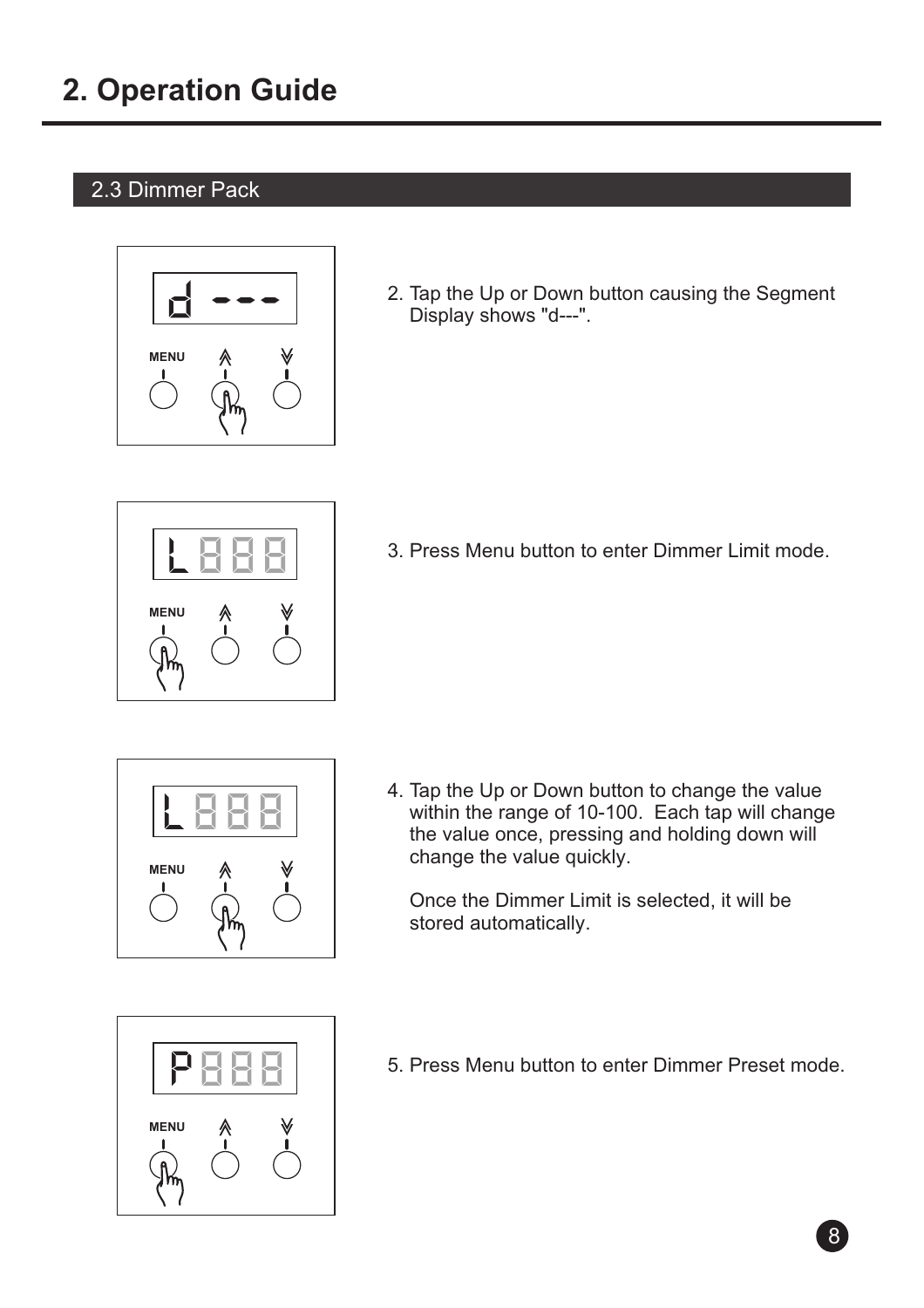# 2. Operation Guide

## 2.3 Dimmer Pack

2. Tap the Up or Down button causing the Segment Display shows "d---".

3. Press Menu button to enter Dimmer Limit mode.

4. Tap the Up or Down button to change the value within the range of 10-100. Each tap will change the value once, pressing and holding down will change the value quickly.

   Once the Dimmer Limit is selected, it will be stored automatically.

5. Press Menu button to enter Dimmer Preset mode.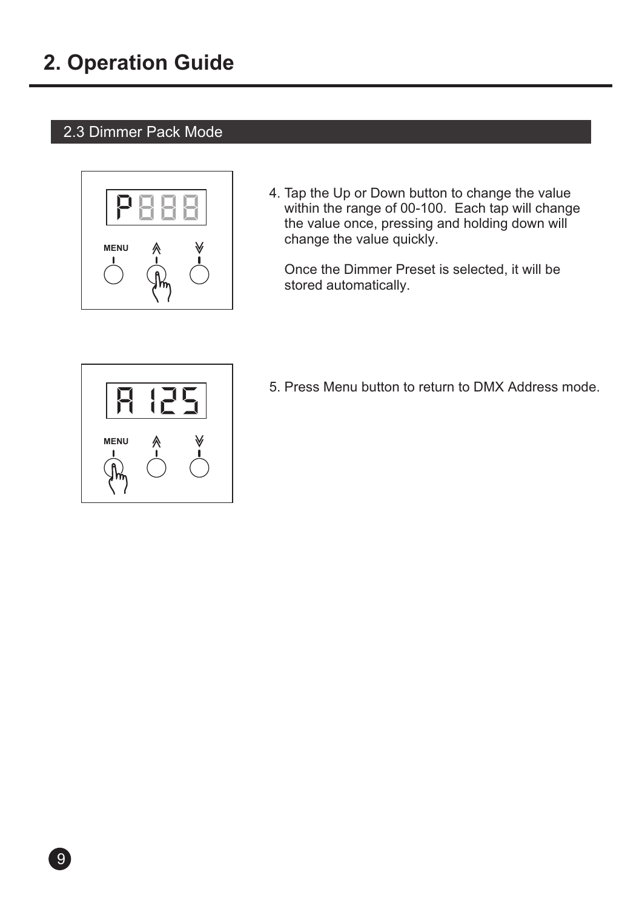# 2. Operation Guide

## 2.3 Dimmer Pack Mode

4. Tap the Up or Down button to change the value within the range of 00-100. Each tap will change the value once, pressing and holding down will change the value quickly.

   Once the Dimmer Preset is selected, it will be stored automatically.

5. Press Menu button to return to DMX Address mode.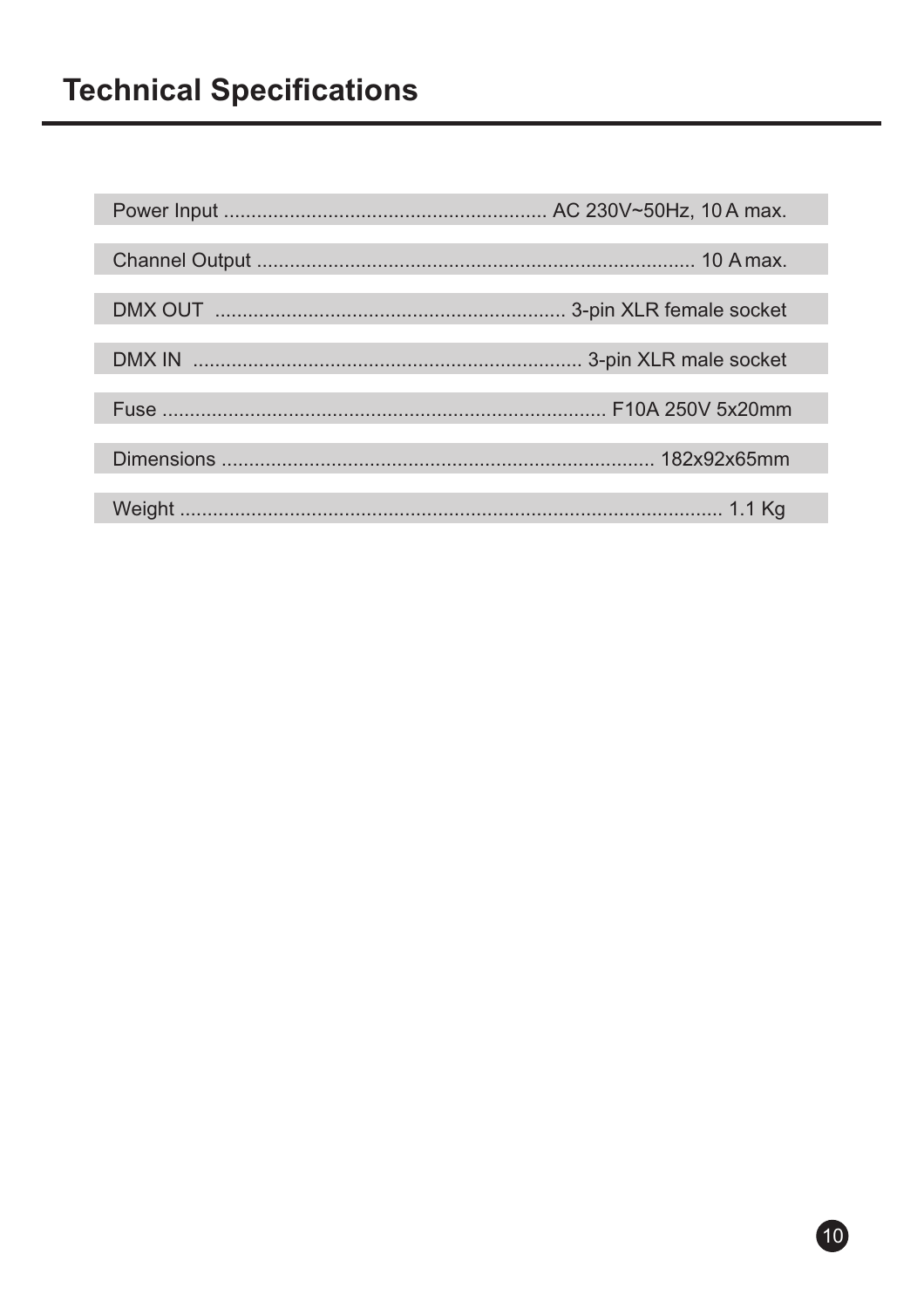# Technical Specifications

| Specification | Value |
| --- | --- |
| Power Input | AC 230V~50Hz, 10 A max. |
| Channel Output | 10 A max. |
| DMX OUT | 3-pin XLR female socket |
| DMX IN | 3-pin XLR male socket |
| Fuse | F10A 250V 5x20mm |
| Dimensions | 182x92x65mm |
| Weight | 1.1 Kg |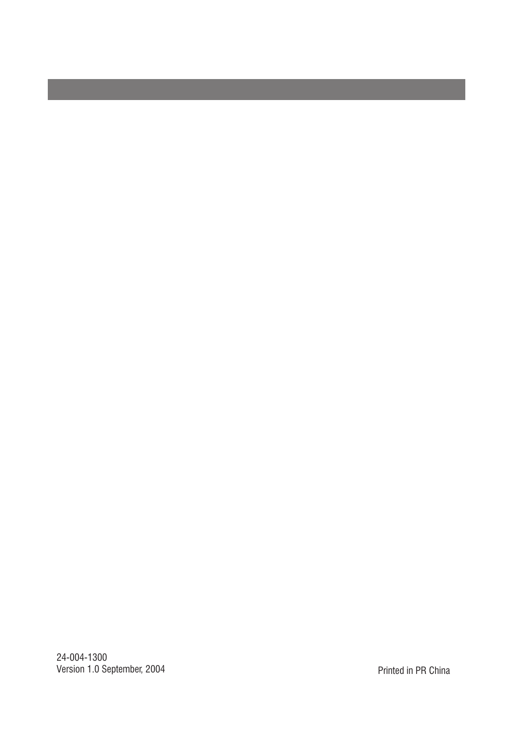24-004-1300
Version 1.0 September, 2004

Printed in PR China